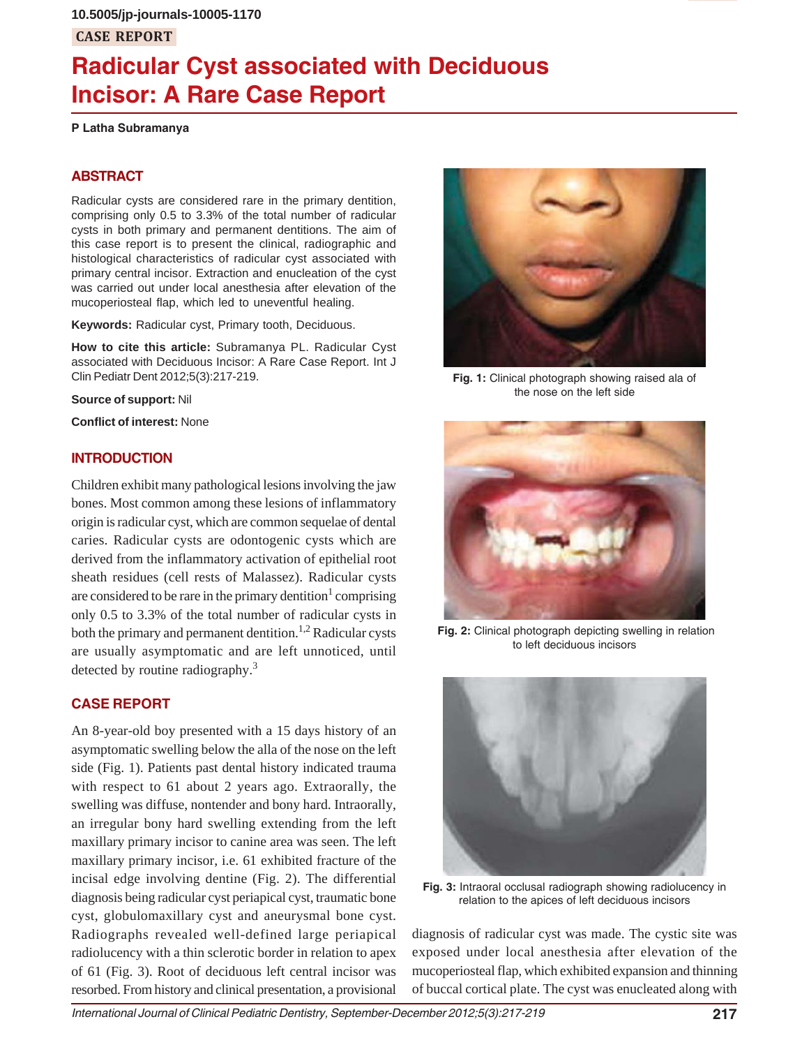10.5005/jp-journals-10005-1170

CASE REPORT

# Radicular Cyst associated with Deciduous Incisor: A Rare Case Report

**P Latha Subramanya**

## ABSTRACT

Radicular cysts are considered rare in the primary dentition, comprising only 0.5 to 3.3% of the total number of radicular cysts in both primary and permanent dentitions. The aim of this case report is to present the clinical, radiographic and histological characteristics of radicular cyst associated with primary central incisor. Extraction and enucleation of the cyst was carried out under local anesthesia after elevation of the mucoperiosteal flap, which led to uneventful healing.

**Keywords:** Radicular cyst, Primary tooth, Deciduous.

**How to cite this article:** Subramanya PL. Radicular Cyst associated with Deciduous Incisor: A Rare Case Report. Int J Clin Pediatr Dent 2012;5(3):217-219.

**Source of support:** Nil

**Conflict of interest:** None

## INTRODUCTION

Children exhibit many pathological lesions involving the jaw bones. Most common among these lesions of inflammatory origin is radicular cyst, which are common sequelae of dental caries. Radicular cysts are odontogenic cysts which are derived from the inflammatory activation of epithelial root sheath residues (cell rests of Malassez). Radicular cysts are considered to be rare in the primary dentition[1] comprising only 0.5 to 3.3% of the total number of radicular cysts in both the primary and permanent dentition.[1,2] Radicular cysts are usually asymptomatic and are left unnoticed, until detected by routine radiography.[3]

## CASE REPORT

An 8-year-old boy presented with a 15 days history of an asymptomatic swelling below the alla of the nose on the left side (Fig. 1). Patients past dental history indicated trauma with respect to 61 about 2 years ago. Extraorally, the swelling was diffuse, nontender and bony hard. Intraorally, an irregular bony hard swelling extending from the left maxillary primary incisor to canine area was seen. The left maxillary primary incisor, i.e. 61 exhibited fracture of the incisal edge involving dentine (Fig. 2). The differential diagnosis being radicular cyst periapical cyst, traumatic bone cyst, globulomaxillary cyst and aneurysmal bone cyst. Radiographs revealed well-defined large periapical radiolucency with a thin sclerotic border in relation to apex of 61 (Fig. 3). Root of deciduous left central incisor was resorbed. From history and clinical presentation, a provisional diagnosis of radicular cyst was made. The cystic site was exposed under local anesthesia after elevation of the mucoperiosteal flap, which exhibited expansion and thinning of buccal cortical plate. The cyst was enucleated along with

**Fig. 1:** Clinical photograph showing raised ala of the nose on the left side

**Fig. 2:** Clinical photograph depicting swelling in relation to left deciduous incisors

**Fig. 3:** Intraoral occlusal radiograph showing radiolucency in relation to the apices of left deciduous incisors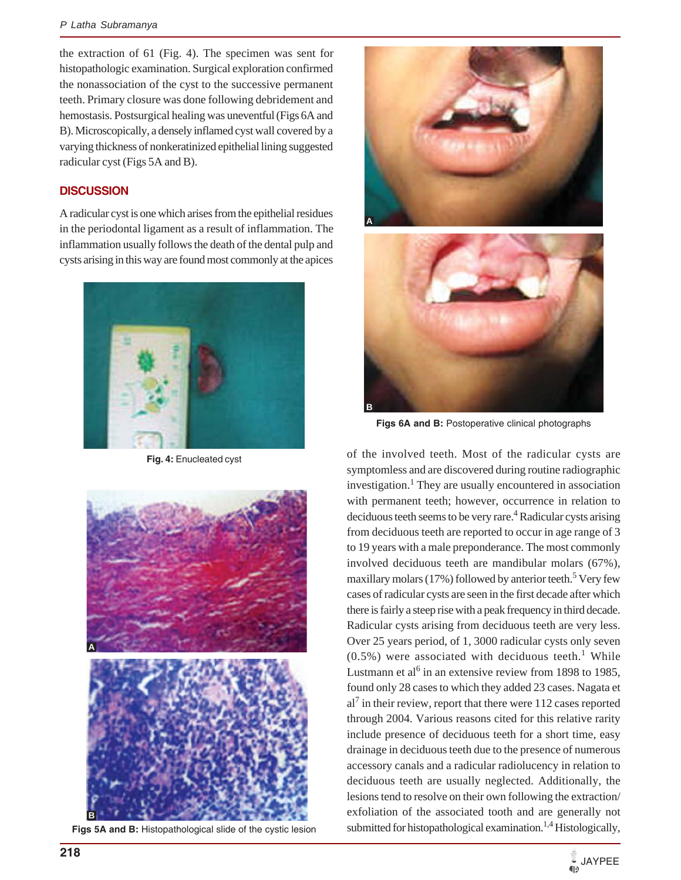the extraction of 61 (Fig. 4). The specimen was sent for histopathologic examination. Surgical exploration confirmed the nonassociation of the cyst to the successive permanent teeth. Primary closure was done following debridement and hemostasis. Postsurgical healing was uneventful (Figs 6A and B). Microscopically, a densely inflamed cyst wall covered by a varying thickness of nonkeratinized epithelial lining suggested radicular cyst (Figs 5A and B).

## DISCUSSION

A radicular cyst is one which arises from the epithelial residues in the periodontal ligament as a result of inflammation. The inflammation usually follows the death of the dental pulp and cysts arising in this way are found most commonly at the apices of the involved teeth. Most of the radicular cysts are symptomless and are discovered during routine radiographic investigation.[1] They are usually encountered in association with permanent teeth; however, occurrence in relation to deciduous teeth seems to be very rare.[4] Radicular cysts arising from deciduous teeth are reported to occur in age range of 3 to 19 years with a male preponderance. The most commonly involved deciduous teeth are mandibular molars (67%), maxillary molars (17%) followed by anterior teeth.[5] Very few cases of radicular cysts are seen in the first decade after which there is fairly a steep rise with a peak frequency in third decade. Radicular cysts arising from deciduous teeth are very less. Over 25 years period, of 1, 3000 radicular cysts only seven (0.5%) were associated with deciduous teeth.[1] While Lustmann et al[6] in an extensive review from 1898 to 1985, found only 28 cases to which they added 23 cases. Nagata et al[7] in their review, report that there were 112 cases reported through 2004. Various reasons cited for this relative rarity include presence of deciduous teeth for a short time, easy drainage in deciduous teeth due to the presence of numerous accessory canals and a radicular radiolucency in relation to deciduous teeth are usually neglected. Additionally, the lesions tend to resolve on their own following the extraction/exfoliation of the associated tooth and are generally not submitted for histopathological examination.[1,4] Histologically,

**Fig. 4:** Enucleated cyst

**Figs 5A and B:** Histopathological slide of the cystic lesion

**Figs 6A and B:** Postoperative clinical photographs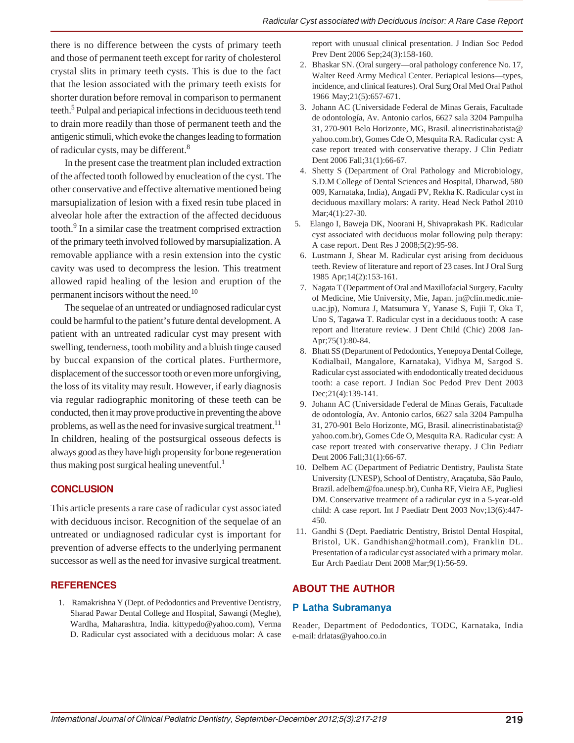there is no difference between the cysts of primary teeth and those of permanent teeth except for rarity of cholesterol crystal slits in primary teeth cysts. This is due to the fact that the lesion associated with the primary teeth exists for shorter duration before removal in comparison to permanent teeth.[5] Pulpal and periapical infections in deciduous teeth tend to drain more readily than those of permanent teeth and the antigenic stimuli, which evoke the changes leading to formation of radicular cysts, may be different.[8]

In the present case the treatment plan included extraction of the affected tooth followed by enucleation of the cyst. The other conservative and effective alternative mentioned being marsupialization of lesion with a fixed resin tube placed in alveolar hole after the extraction of the affected deciduous tooth.[9] In a similar case the treatment comprised extraction of the primary teeth involved followed by marsupialization. A removable appliance with a resin extension into the cystic cavity was used to decompress the lesion. This treatment allowed rapid healing of the lesion and eruption of the permanent incisors without the need.[10]

The sequelae of an untreated or undiagnosed radicular cyst could be harmful to the patient's future dental development. A patient with an untreated radicular cyst may present with swelling, tenderness, tooth mobility and a bluish tinge caused by buccal expansion of the cortical plates. Furthermore, displacement of the successor tooth or even more unforgiving, the loss of its vitality may result. However, if early diagnosis via regular radiographic monitoring of these teeth can be conducted, then it may prove productive in preventing the above problems, as well as the need for invasive surgical treatment.[11] In children, healing of the postsurgical osseous defects is always good as they have high propensity for bone regeneration thus making post surgical healing uneventful.[1]

## CONCLUSION

This article presents a rare case of radicular cyst associated with deciduous incisor. Recognition of the sequelae of an untreated or undiagnosed radicular cyst is important for prevention of adverse effects to the underlying permanent successor as well as the need for invasive surgical treatment.

## REFERENCES

1. Ramakrishna Y (Dept. of Pedodontics and Preventive Dentistry, Sharad Pawar Dental College and Hospital, Sawangi (Meghe), Wardha, Maharashtra, India. kittypedo@yahoo.com), Verma D. Radicular cyst associated with a deciduous molar: A case report with unusual clinical presentation. J Indian Soc Pedod Prev Dent 2006 Sep;24(3):158-160.
2. Bhaskar SN. (Oral surgery—oral pathology conference No. 17, Walter Reed Army Medical Center. Periapical lesions—types, incidence, and clinical features). Oral Surg Oral Med Oral Pathol 1966 May;21(5):657-671.
3. Johann AC (Universidade Federal de Minas Gerais, Facultade de odontología, Av. Antonio carlos, 6627 sala 3204 Pampulha 31, 270-901 Belo Horizonte, MG, Brasil. alinecristinabatista@yahoo.com.br), Gomes Cde O, Mesquita RA. Radicular cyst: A case report treated with conservative therapy. J Clin Pediatr Dent 2006 Fall;31(1):66-67.
4. Shetty S (Department of Oral Pathology and Microbiology, S.D.M College of Dental Sciences and Hospital, Dharwad, 580 009, Karnataka, India), Angadi PV, Rekha K. Radicular cyst in deciduous maxillary molars: A rarity. Head Neck Pathol 2010 Mar;4(1):27-30.
5. Elango I, Baweja DK, Noorani H, Shivaprakash PK. Radicular cyst associated with deciduous molar following pulp therapy: A case report. Dent Res J 2008;5(2):95-98.
6. Lustmann J, Shear M. Radicular cyst arising from deciduous teeth. Review of literature and report of 23 cases. Int J Oral Surg 1985 Apr;14(2):153-161.
7. Nagata T (Department of Oral and Maxillofacial Surgery, Faculty of Medicine, Mie University, Mie, Japan. jn@clin.medic.mie-u.ac.jp), Nomura J, Matsumura Y, Yanase S, Fujii T, Oka T, Uno S, Tagawa T. Radicular cyst in a deciduous tooth: A case report and literature review. J Dent Child (Chic) 2008 Jan-Apr;75(1):80-84.
8. Bhatt SS (Department of Pedodontics, Yenepoya Dental College, Kodialbail, Mangalore, Karnataka), Vidhya M, Sargod S. Radicular cyst associated with endodontically treated deciduous tooth: a case report. J Indian Soc Pedod Prev Dent 2003 Dec;21(4):139-141.
9. Johann AC (Universidade Federal de Minas Gerais, Facultade de odontología, Av. Antonio carlos, 6627 sala 3204 Pampulha 31, 270-901 Belo Horizonte, MG, Brasil. alinecristinabatista@yahoo.com.br), Gomes Cde O, Mesquita RA. Radicular cyst: A case report treated with conservative therapy. J Clin Pediatr Dent 2006 Fall;31(1):66-67.
10. Delbem AC (Department of Pediatric Dentistry, Paulista State University (UNESP), School of Dentistry, Araçatuba, São Paulo, Brazil. adelbem@foa.unesp.br), Cunha RF, Vieira AE, Pugliesi DM. Conservative treatment of a radicular cyst in a 5-year-old child: A case report. Int J Paediatr Dent 2003 Nov;13(6):447-450.
11. Gandhi S (Dept. Paediatric Dentistry, Bristol Dental Hospital, Bristol, UK. Gandhishan@hotmail.com), Franklin DL. Presentation of a radicular cyst associated with a primary molar. Eur Arch Paediatr Dent 2008 Mar;9(1):56-59.

## ABOUT THE AUTHOR

### P Latha Subramanya

Reader, Department of Pedodontics, TODC, Karnataka, India
e-mail: drlatas@yahoo.co.in